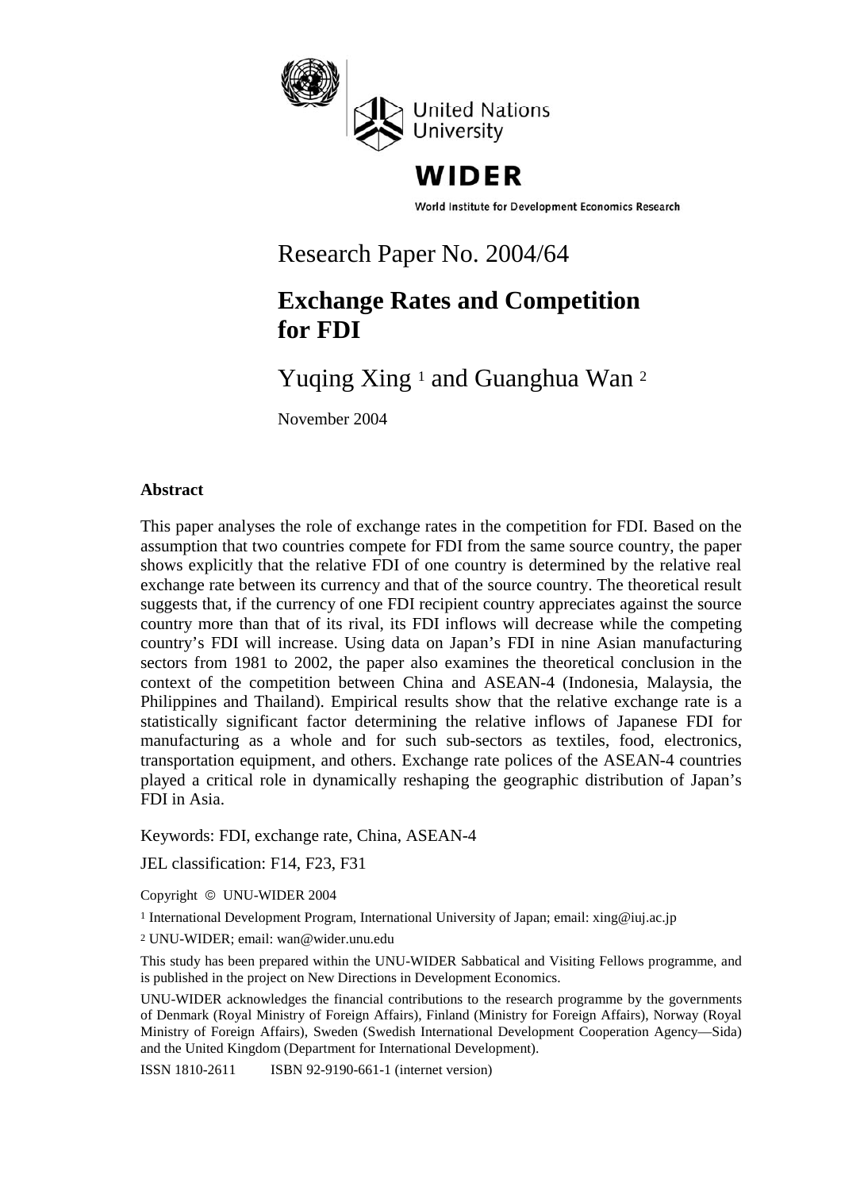United Nations University

# WIDER

World Institute for Development Economics Research

Research Paper No. 2004/64

# Exchange Rates and Competition for FDI

Yuqing Xing [1] and Guanghua Wan [2]

November 2004

**Abstract**

This paper analyses the role of exchange rates in the competition for FDI. Based on the assumption that two countries compete for FDI from the same source country, the paper shows explicitly that the relative FDI of one country is determined by the relative real exchange rate between its currency and that of the source country. The theoretical result suggests that, if the currency of one FDI recipient country appreciates against the source country more than that of its rival, its FDI inflows will decrease while the competing country's FDI will increase. Using data on Japan's FDI in nine Asian manufacturing sectors from 1981 to 2002, the paper also examines the theoretical conclusion in the context of the competition between China and ASEAN-4 (Indonesia, Malaysia, the Philippines and Thailand). Empirical results show that the relative exchange rate is a statistically significant factor determining the relative inflows of Japanese FDI for manufacturing as a whole and for such sub-sectors as textiles, food, electronics, transportation equipment, and others. Exchange rate polices of the ASEAN-4 countries played a critical role in dynamically reshaping the geographic distribution of Japan's FDI in Asia.

Keywords: FDI, exchange rate, China, ASEAN-4

JEL classification: F14, F23, F31

Copyright © UNU-WIDER 2004

[1] International Development Program, International University of Japan; email: xing@iuj.ac.jp

[2] UNU-WIDER; email: wan@wider.unu.edu

This study has been prepared within the UNU-WIDER Sabbatical and Visiting Fellows programme, and is published in the project on New Directions in Development Economics.

UNU-WIDER acknowledges the financial contributions to the research programme by the governments of Denmark (Royal Ministry of Foreign Affairs), Finland (Ministry for Foreign Affairs), Norway (Royal Ministry of Foreign Affairs), Sweden (Swedish International Development Cooperation Agency—Sida) and the United Kingdom (Department for International Development).

ISSN 1810-2611 ISBN 92-9190-661-1 (internet version)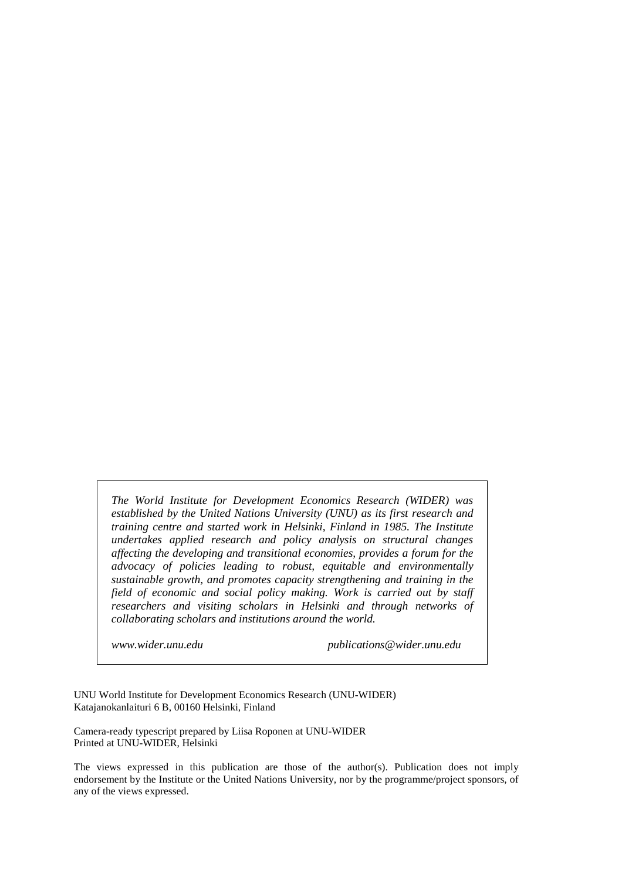*The World Institute for Development Economics Research (WIDER) was established by the United Nations University (UNU) as its first research and training centre and started work in Helsinki, Finland in 1985. The Institute undertakes applied research and policy analysis on structural changes affecting the developing and transitional economies, provides a forum for the advocacy of policies leading to robust, equitable and environmentally sustainable growth, and promotes capacity strengthening and training in the field of economic and social policy making. Work is carried out by staff researchers and visiting scholars in Helsinki and through networks of collaborating scholars and institutions around the world.*

*www.wider.unu.edu* *publications@wider.unu.edu*

UNU World Institute for Development Economics Research (UNU-WIDER)
Katajanokanlaituri 6 B, 00160 Helsinki, Finland

Camera-ready typescript prepared by Liisa Roponen at UNU-WIDER
Printed at UNU-WIDER, Helsinki

The views expressed in this publication are those of the author(s). Publication does not imply endorsement by the Institute or the United Nations University, nor by the programme/project sponsors, of any of the views expressed.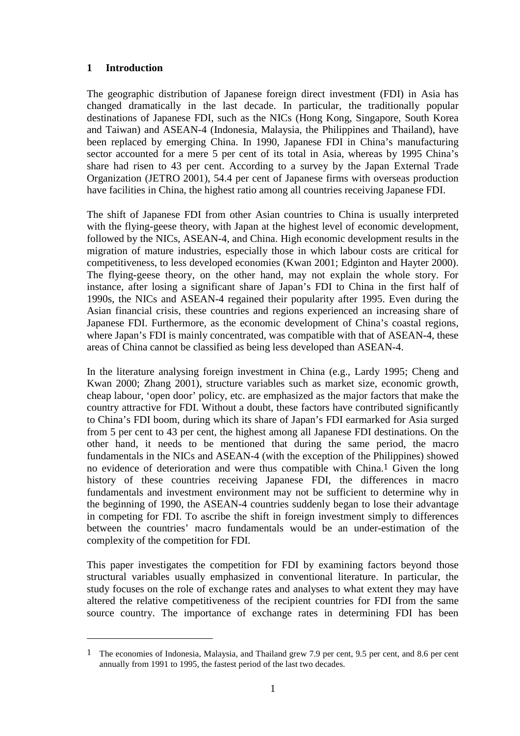## 1 Introduction

The geographic distribution of Japanese foreign direct investment (FDI) in Asia has changed dramatically in the last decade. In particular, the traditionally popular destinations of Japanese FDI, such as the NICs (Hong Kong, Singapore, South Korea and Taiwan) and ASEAN-4 (Indonesia, Malaysia, the Philippines and Thailand), have been replaced by emerging China. In 1990, Japanese FDI in China's manufacturing sector accounted for a mere 5 per cent of its total in Asia, whereas by 1995 China's share had risen to 43 per cent. According to a survey by the Japan External Trade Organization (JETRO 2001), 54.4 per cent of Japanese firms with overseas production have facilities in China, the highest ratio among all countries receiving Japanese FDI.

The shift of Japanese FDI from other Asian countries to China is usually interpreted with the flying-geese theory, with Japan at the highest level of economic development, followed by the NICs, ASEAN-4, and China. High economic development results in the migration of mature industries, especially those in which labour costs are critical for competitiveness, to less developed economies (Kwan 2001; Edginton and Hayter 2000). The flying-geese theory, on the other hand, may not explain the whole story. For instance, after losing a significant share of Japan's FDI to China in the first half of 1990s, the NICs and ASEAN-4 regained their popularity after 1995. Even during the Asian financial crisis, these countries and regions experienced an increasing share of Japanese FDI. Furthermore, as the economic development of China's coastal regions, where Japan's FDI is mainly concentrated, was compatible with that of ASEAN-4, these areas of China cannot be classified as being less developed than ASEAN-4.

In the literature analysing foreign investment in China (e.g., Lardy 1995; Cheng and Kwan 2000; Zhang 2001), structure variables such as market size, economic growth, cheap labour, 'open door' policy, etc. are emphasized as the major factors that make the country attractive for FDI. Without a doubt, these factors have contributed significantly to China's FDI boom, during which its share of Japan's FDI earmarked for Asia surged from 5 per cent to 43 per cent, the highest among all Japanese FDI destinations. On the other hand, it needs to be mentioned that during the same period, the macro fundamentals in the NICs and ASEAN-4 (with the exception of the Philippines) showed no evidence of deterioration and were thus compatible with China.[1] Given the long history of these countries receiving Japanese FDI, the differences in macro fundamentals and investment environment may not be sufficient to determine why in the beginning of 1990, the ASEAN-4 countries suddenly began to lose their advantage in competing for FDI. To ascribe the shift in foreign investment simply to differences between the countries' macro fundamentals would be an under-estimation of the complexity of the competition for FDI.

This paper investigates the competition for FDI by examining factors beyond those structural variables usually emphasized in conventional literature. In particular, the study focuses on the role of exchange rates and analyses to what extent they may have altered the relative competitiveness of the recipient countries for FDI from the same source country. The importance of exchange rates in determining FDI has been

[1] The economies of Indonesia, Malaysia, and Thailand grew 7.9 per cent, 9.5 per cent, and 8.6 per cent annually from 1991 to 1995, the fastest period of the last two decades.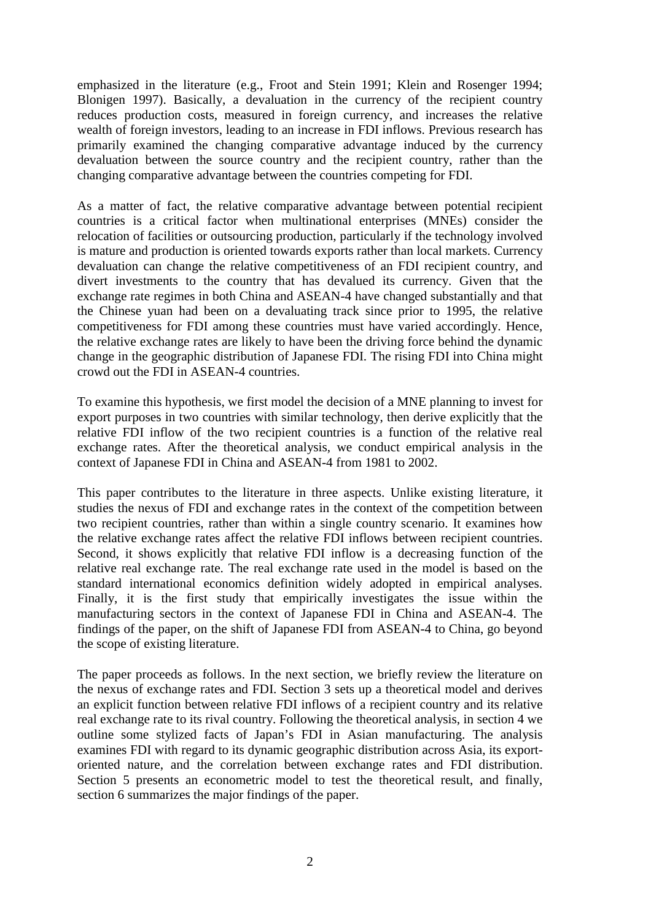emphasized in the literature (e.g., Froot and Stein 1991; Klein and Rosenger 1994; Blonigen 1997). Basically, a devaluation in the currency of the recipient country reduces production costs, measured in foreign currency, and increases the relative wealth of foreign investors, leading to an increase in FDI inflows. Previous research has primarily examined the changing comparative advantage induced by the currency devaluation between the source country and the recipient country, rather than the changing comparative advantage between the countries competing for FDI.

As a matter of fact, the relative comparative advantage between potential recipient countries is a critical factor when multinational enterprises (MNEs) consider the relocation of facilities or outsourcing production, particularly if the technology involved is mature and production is oriented towards exports rather than local markets. Currency devaluation can change the relative competitiveness of an FDI recipient country, and divert investments to the country that has devalued its currency. Given that the exchange rate regimes in both China and ASEAN-4 have changed substantially and that the Chinese yuan had been on a devaluating track since prior to 1995, the relative competitiveness for FDI among these countries must have varied accordingly. Hence, the relative exchange rates are likely to have been the driving force behind the dynamic change in the geographic distribution of Japanese FDI. The rising FDI into China might crowd out the FDI in ASEAN-4 countries.

To examine this hypothesis, we first model the decision of a MNE planning to invest for export purposes in two countries with similar technology, then derive explicitly that the relative FDI inflow of the two recipient countries is a function of the relative real exchange rates. After the theoretical analysis, we conduct empirical analysis in the context of Japanese FDI in China and ASEAN-4 from 1981 to 2002.

This paper contributes to the literature in three aspects. Unlike existing literature, it studies the nexus of FDI and exchange rates in the context of the competition between two recipient countries, rather than within a single country scenario. It examines how the relative exchange rates affect the relative FDI inflows between recipient countries. Second, it shows explicitly that relative FDI inflow is a decreasing function of the relative real exchange rate. The real exchange rate used in the model is based on the standard international economics definition widely adopted in empirical analyses. Finally, it is the first study that empirically investigates the issue within the manufacturing sectors in the context of Japanese FDI in China and ASEAN-4. The findings of the paper, on the shift of Japanese FDI from ASEAN-4 to China, go beyond the scope of existing literature.

The paper proceeds as follows. In the next section, we briefly review the literature on the nexus of exchange rates and FDI. Section 3 sets up a theoretical model and derives an explicit function between relative FDI inflows of a recipient country and its relative real exchange rate to its rival country. Following the theoretical analysis, in section 4 we outline some stylized facts of Japan's FDI in Asian manufacturing. The analysis examines FDI with regard to its dynamic geographic distribution across Asia, its export-oriented nature, and the correlation between exchange rates and FDI distribution. Section 5 presents an econometric model to test the theoretical result, and finally, section 6 summarizes the major findings of the paper.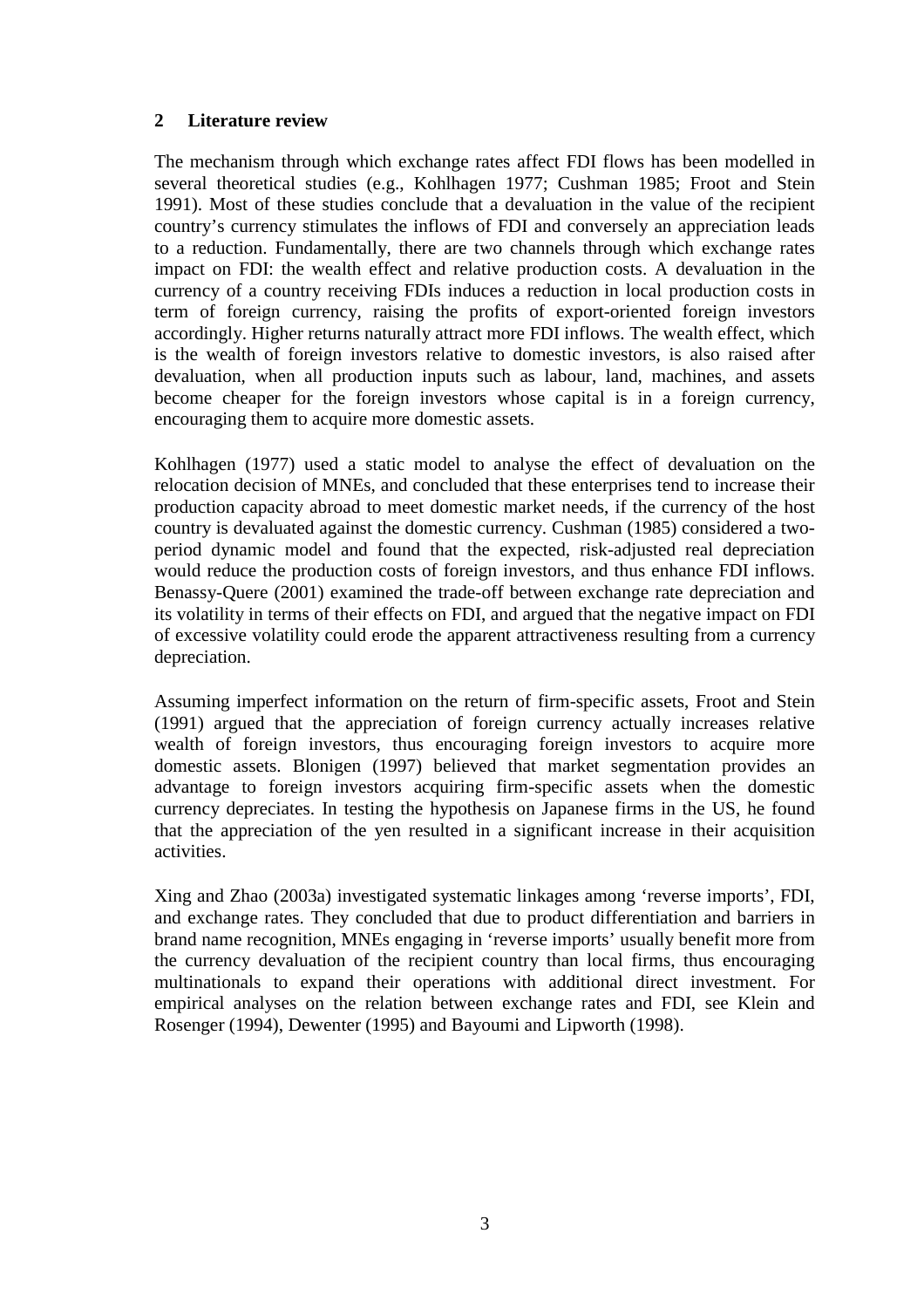## 2 Literature review

The mechanism through which exchange rates affect FDI flows has been modelled in several theoretical studies (e.g., Kohlhagen 1977; Cushman 1985; Froot and Stein 1991). Most of these studies conclude that a devaluation in the value of the recipient country's currency stimulates the inflows of FDI and conversely an appreciation leads to a reduction. Fundamentally, there are two channels through which exchange rates impact on FDI: the wealth effect and relative production costs. A devaluation in the currency of a country receiving FDIs induces a reduction in local production costs in term of foreign currency, raising the profits of export-oriented foreign investors accordingly. Higher returns naturally attract more FDI inflows. The wealth effect, which is the wealth of foreign investors relative to domestic investors, is also raised after devaluation, when all production inputs such as labour, land, machines, and assets become cheaper for the foreign investors whose capital is in a foreign currency, encouraging them to acquire more domestic assets.

Kohlhagen (1977) used a static model to analyse the effect of devaluation on the relocation decision of MNEs, and concluded that these enterprises tend to increase their production capacity abroad to meet domestic market needs, if the currency of the host country is devaluated against the domestic currency. Cushman (1985) considered a two-period dynamic model and found that the expected, risk-adjusted real depreciation would reduce the production costs of foreign investors, and thus enhance FDI inflows. Benassy-Quere (2001) examined the trade-off between exchange rate depreciation and its volatility in terms of their effects on FDI, and argued that the negative impact on FDI of excessive volatility could erode the apparent attractiveness resulting from a currency depreciation.

Assuming imperfect information on the return of firm-specific assets, Froot and Stein (1991) argued that the appreciation of foreign currency actually increases relative wealth of foreign investors, thus encouraging foreign investors to acquire more domestic assets. Blonigen (1997) believed that market segmentation provides an advantage to foreign investors acquiring firm-specific assets when the domestic currency depreciates. In testing the hypothesis on Japanese firms in the US, he found that the appreciation of the yen resulted in a significant increase in their acquisition activities.

Xing and Zhao (2003a) investigated systematic linkages among 'reverse imports', FDI, and exchange rates. They concluded that due to product differentiation and barriers in brand name recognition, MNEs engaging in 'reverse imports' usually benefit more from the currency devaluation of the recipient country than local firms, thus encouraging multinationals to expand their operations with additional direct investment. For empirical analyses on the relation between exchange rates and FDI, see Klein and Rosenger (1994), Dewenter (1995) and Bayoumi and Lipworth (1998).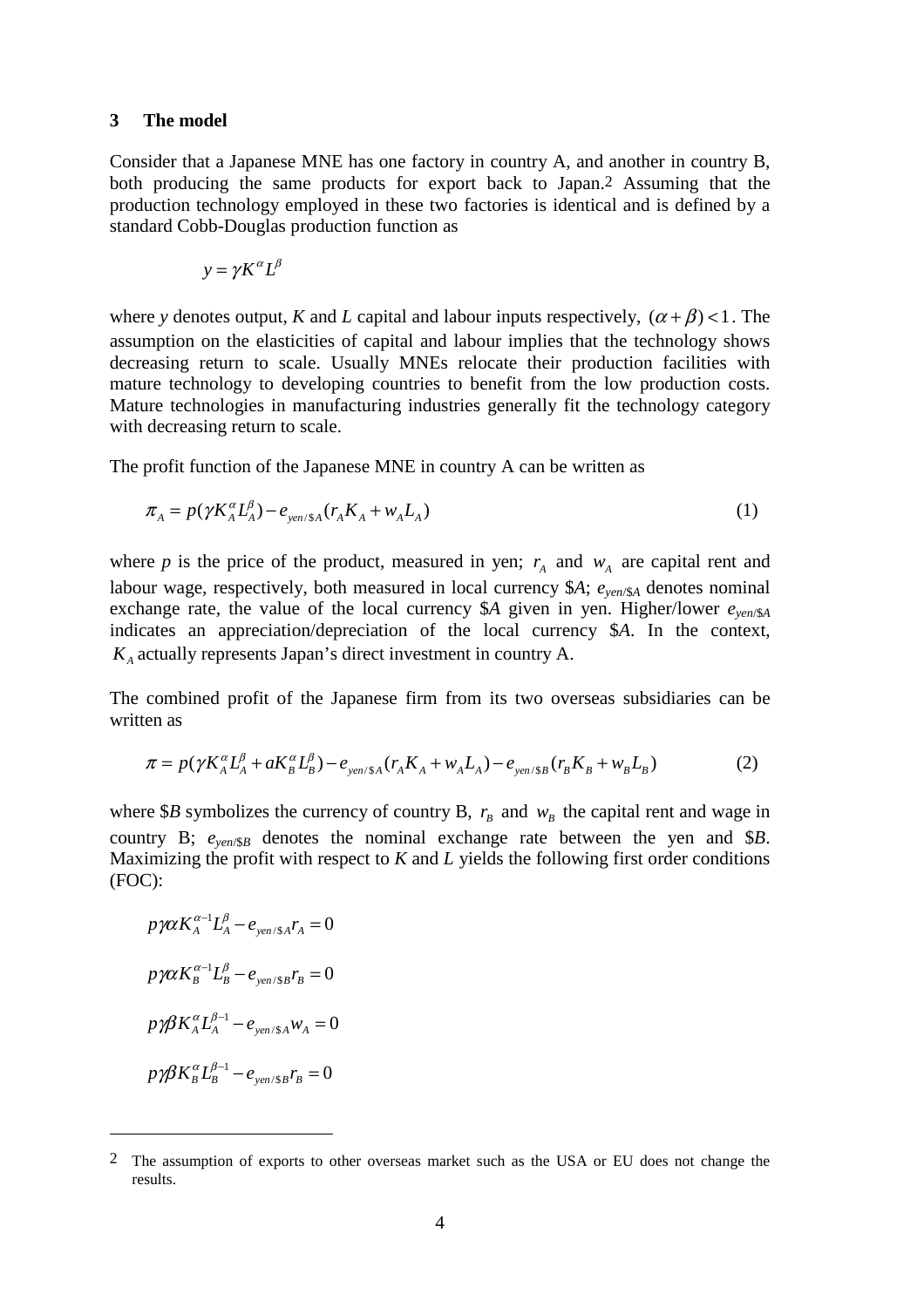## 3 The model

Consider that a Japanese MNE has one factory in country A, and another in country B, both producing the same products for export back to Japan.[2] Assuming that the production technology employed in these two factories is identical and is defined by a standard Cobb-Douglas production function as

$$y = \gamma K^{\alpha} L^{\beta}$$

where *y* denotes output, *K* and *L* capital and labour inputs respectively, $(\alpha + \beta) < 1$. The assumption on the elasticities of capital and labour implies that the technology shows decreasing return to scale. Usually MNEs relocate their production facilities with mature technology to developing countries to benefit from the low production costs. Mature technologies in manufacturing industries generally fit the technology category with decreasing return to scale.

The profit function of the Japanese MNE in country A can be written as

$$\pi_A = p(\gamma K_A^{\alpha} L_A^{\beta}) - e_{yen/\$A}(r_A K_A + w_A L_A) \tag{1}$$

where *p* is the price of the product, measured in yen; $r_A$ and $w_A$ are capital rent and labour wage, respectively, both measured in local currency \$*A*; $e_{yen/\$A}$ denotes nominal exchange rate, the value of the local currency \$*A* given in yen. Higher/lower $e_{yen/\$A}$ indicates an appreciation/depreciation of the local currency \$*A*. In the context, $K_A$ actually represents Japan's direct investment in country A.

The combined profit of the Japanese firm from its two overseas subsidiaries can be written as

$$\pi = p(\gamma K_A^{\alpha} L_A^{\beta} + a K_B^{\alpha} L_B^{\beta}) - e_{yen/\$A}(r_A K_A + w_A L_A) - e_{yen/\$B}(r_B K_B + w_B L_B) \tag{2}$$

where \$*B* symbolizes the currency of country B, $r_B$ and $w_B$ the capital rent and wage in country B; $e_{yen/\$B}$ denotes the nominal exchange rate between the yen and \$*B*. Maximizing the profit with respect to *K* and *L* yields the following first order conditions (FOC):

$$p\gamma\alpha K_A^{\alpha-1} L_A^{\beta} - e_{yen/\$A} r_A = 0$$

$$p\gamma\alpha K_B^{\alpha-1} L_B^{\beta} - e_{yen/\$B} r_B = 0$$

$$p\gamma\beta K_A^{\alpha} L_A^{\beta-1} - e_{yen/\$A} w_A = 0$$

$$p\gamma\beta K_B^{\alpha} L_B^{\beta-1} - e_{yen/\$B} r_B = 0$$

---

[2] The assumption of exports to other overseas market such as the USA or EU does not change the results.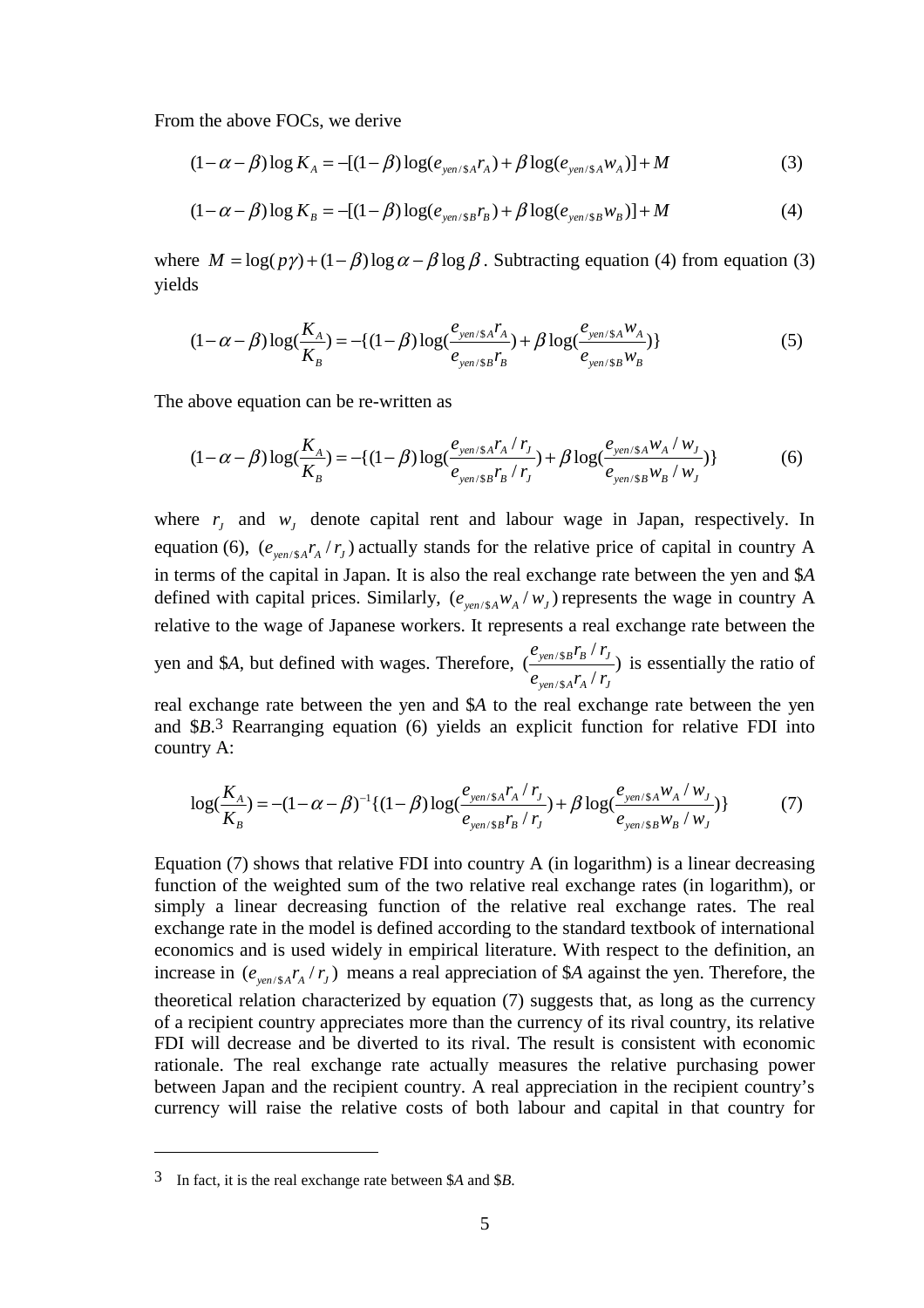From the above FOCs, we derive

$$(1-\alpha-\beta)\log K_A = -[(1-\beta)\log(e_{yen/\$A} r_A) + \beta \log(e_{yen/\$A} w_A)] + M \tag{3}$$

$$(1-\alpha-\beta)\log K_B = -[(1-\beta)\log(e_{yen/\$B} r_B) + \beta \log(e_{yen/\$B} w_B)] + M \tag{4}$$

where $M = \log(p\gamma) + (1-\beta)\log\alpha - \beta\log\beta$. Subtracting equation (4) from equation (3) yields

$$(1-\alpha-\beta)\log(\frac{K_A}{K_B}) = -\{(1-\beta)\log(\frac{e_{yen/\$A} r_A}{e_{yen/\$B} r_B}) + \beta\log(\frac{e_{yen/\$A} w_A}{e_{yen/\$B} w_B})\} \tag{5}$$

The above equation can be re-written as

$$(1-\alpha-\beta)\log(\frac{K_A}{K_B}) = -\{(1-\beta)\log(\frac{e_{yen/\$A} r_A / r_J}{e_{yen/\$B} r_B / r_J}) + \beta\log(\frac{e_{yen/\$A} w_A / w_J}{e_{yen/\$B} w_B / w_J})\} \tag{6}$$

where $r_J$ and $w_J$ denote capital rent and labour wage in Japan, respectively. In equation (6), $(e_{yen/\$A} r_A / r_J)$ actually stands for the relative price of capital in country A in terms of the capital in Japan. It is also the real exchange rate between the yen and \$*A* defined with capital prices. Similarly, $(e_{yen/\$A} w_A / w_J)$ represents the wage in country A relative to the wage of Japanese workers. It represents a real exchange rate between the yen and \$*A*, but defined with wages. Therefore, $(\frac{e_{yen/\$B} r_B / r_J}{e_{yen/\$A} r_A / r_J})$ is essentially the ratio of real exchange rate between the yen and \$*A* to the real exchange rate between the yen and \$*B*.[3] Rearranging equation (6) yields an explicit function for relative FDI into country A:

$$\log(\frac{K_A}{K_B}) = -(1-\alpha-\beta)^{-1}\{(1-\beta)\log(\frac{e_{yen/\$A} r_A / r_J}{e_{yen/\$B} r_B / r_J}) + \beta\log(\frac{e_{yen/\$A} w_A / w_J}{e_{yen/\$B} w_B / w_J})\} \tag{7}$$

Equation (7) shows that relative FDI into country A (in logarithm) is a linear decreasing function of the weighted sum of the two relative real exchange rates (in logarithm), or simply a linear decreasing function of the relative real exchange rates. The real exchange rate in the model is defined according to the standard textbook of international economics and is used widely in empirical literature. With respect to the definition, an increase in $(e_{yen/\$A} r_A / r_J)$ means a real appreciation of \$*A* against the yen. Therefore, the theoretical relation characterized by equation (7) suggests that, as long as the currency of a recipient country appreciates more than the currency of its rival country, its relative FDI will decrease and be diverted to its rival. The result is consistent with economic rationale. The real exchange rate actually measures the relative purchasing power between Japan and the recipient country. A real appreciation in the recipient country's currency will raise the relative costs of both labour and capital in that country for

---

[3] In fact, it is the real exchange rate between \$*A* and \$*B*.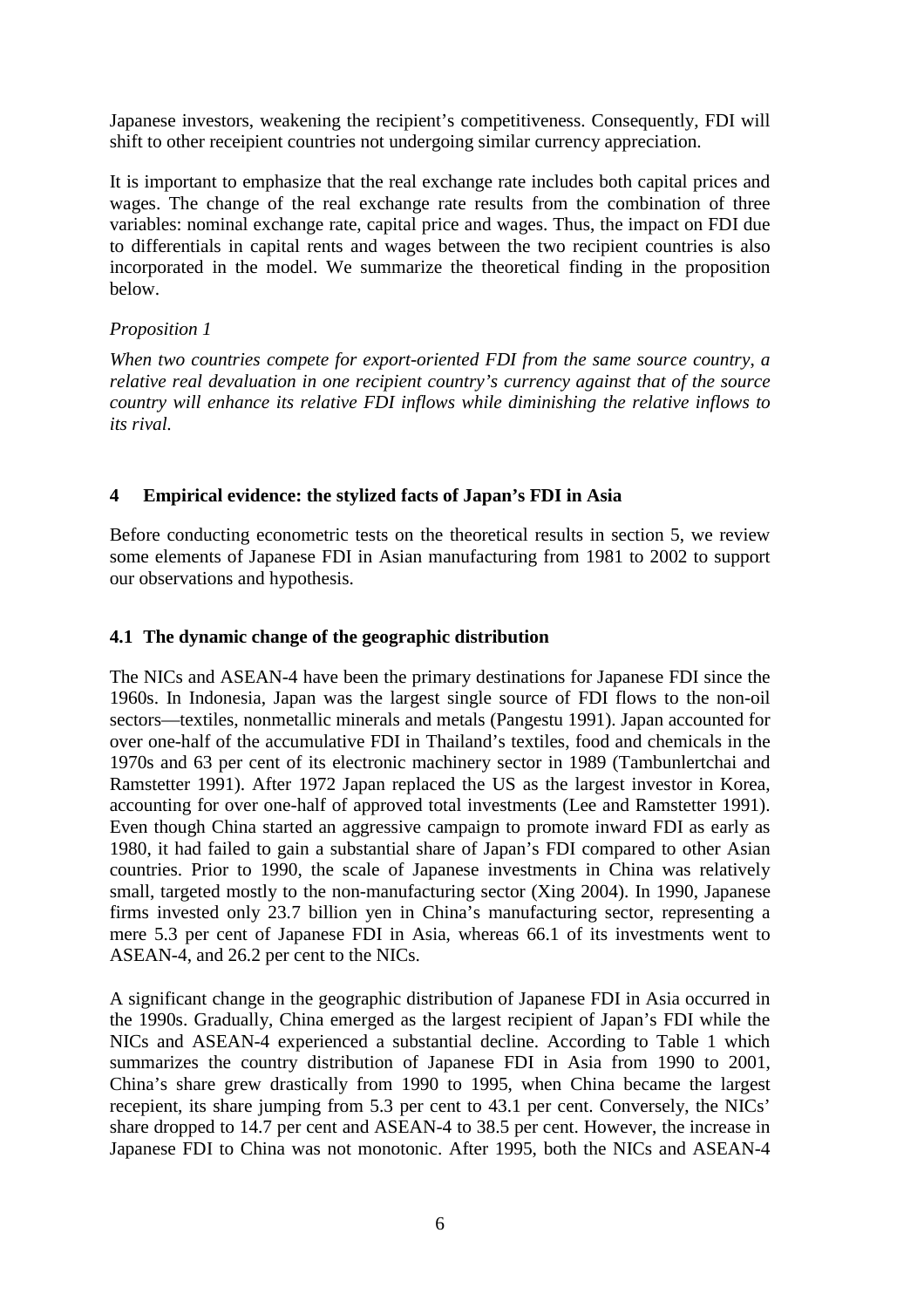Japanese investors, weakening the recipient's competitiveness. Consequently, FDI will shift to other receipient countries not undergoing similar currency appreciation.

It is important to emphasize that the real exchange rate includes both capital prices and wages. The change of the real exchange rate results from the combination of three variables: nominal exchange rate, capital price and wages. Thus, the impact on FDI due to differentials in capital rents and wages between the two recipient countries is also incorporated in the model. We summarize the theoretical finding in the proposition below.

*Proposition 1*

*When two countries compete for export-oriented FDI from the same source country, a relative real devaluation in one recipient country's currency against that of the source country will enhance its relative FDI inflows while diminishing the relative inflows to its rival.*

## 4 Empirical evidence: the stylized facts of Japan's FDI in Asia

Before conducting econometric tests on the theoretical results in section 5, we review some elements of Japanese FDI in Asian manufacturing from 1981 to 2002 to support our observations and hypothesis.

### 4.1 The dynamic change of the geographic distribution

The NICs and ASEAN-4 have been the primary destinations for Japanese FDI since the 1960s. In Indonesia, Japan was the largest single source of FDI flows to the non-oil sectors—textiles, nonmetallic minerals and metals (Pangestu 1991). Japan accounted for over one-half of the accumulative FDI in Thailand's textiles, food and chemicals in the 1970s and 63 per cent of its electronic machinery sector in 1989 (Tambunlertchai and Ramstetter 1991). After 1972 Japan replaced the US as the largest investor in Korea, accounting for over one-half of approved total investments (Lee and Ramstetter 1991). Even though China started an aggressive campaign to promote inward FDI as early as 1980, it had failed to gain a substantial share of Japan's FDI compared to other Asian countries. Prior to 1990, the scale of Japanese investments in China was relatively small, targeted mostly to the non-manufacturing sector (Xing 2004). In 1990, Japanese firms invested only 23.7 billion yen in China's manufacturing sector, representing a mere 5.3 per cent of Japanese FDI in Asia, whereas 66.1 of its investments went to ASEAN-4, and 26.2 per cent to the NICs.

A significant change in the geographic distribution of Japanese FDI in Asia occurred in the 1990s. Gradually, China emerged as the largest recipient of Japan's FDI while the NICs and ASEAN-4 experienced a substantial decline. According to Table 1 which summarizes the country distribution of Japanese FDI in Asia from 1990 to 2001, China's share grew drastically from 1990 to 1995, when China became the largest recepient, its share jumping from 5.3 per cent to 43.1 per cent. Conversely, the NICs' share dropped to 14.7 per cent and ASEAN-4 to 38.5 per cent. However, the increase in Japanese FDI to China was not monotonic. After 1995, both the NICs and ASEAN-4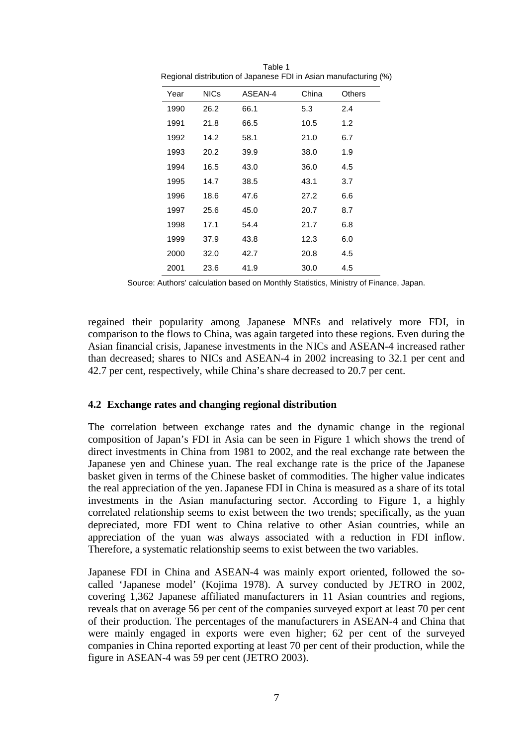Table 1
Regional distribution of Japanese FDI in Asian manufacturing (%)

| Year | NICs | ASEAN-4 | China | Others |
|---|---|---|---|---|
| 1990 | 26.2 | 66.1 | 5.3 | 2.4 |
| 1991 | 21.8 | 66.5 | 10.5 | 1.2 |
| 1992 | 14.2 | 58.1 | 21.0 | 6.7 |
| 1993 | 20.2 | 39.9 | 38.0 | 1.9 |
| 1994 | 16.5 | 43.0 | 36.0 | 4.5 |
| 1995 | 14.7 | 38.5 | 43.1 | 3.7 |
| 1996 | 18.6 | 47.6 | 27.2 | 6.6 |
| 1997 | 25.6 | 45.0 | 20.7 | 8.7 |
| 1998 | 17.1 | 54.4 | 21.7 | 6.8 |
| 1999 | 37.9 | 43.8 | 12.3 | 6.0 |
| 2000 | 32.0 | 42.7 | 20.8 | 4.5 |
| 2001 | 23.6 | 41.9 | 30.0 | 4.5 |

Source: Authors' calculation based on Monthly Statistics, Ministry of Finance, Japan.

regained their popularity among Japanese MNEs and relatively more FDI, in comparison to the flows to China, was again targeted into these regions. Even during the Asian financial crisis, Japanese investments in the NICs and ASEAN-4 increased rather than decreased; shares to NICs and ASEAN-4 in 2002 increasing to 32.1 per cent and 42.7 per cent, respectively, while China's share decreased to 20.7 per cent.

### 4.2 Exchange rates and changing regional distribution

The correlation between exchange rates and the dynamic change in the regional composition of Japan's FDI in Asia can be seen in Figure 1 which shows the trend of direct investments in China from 1981 to 2002, and the real exchange rate between the Japanese yen and Chinese yuan. The real exchange rate is the price of the Japanese basket given in terms of the Chinese basket of commodities. The higher value indicates the real appreciation of the yen. Japanese FDI in China is measured as a share of its total investments in the Asian manufacturing sector. According to Figure 1, a highly correlated relationship seems to exist between the two trends; specifically, as the yuan depreciated, more FDI went to China relative to other Asian countries, while an appreciation of the yuan was always associated with a reduction in FDI inflow. Therefore, a systematic relationship seems to exist between the two variables.

Japanese FDI in China and ASEAN-4 was mainly export oriented, followed the so-called 'Japanese model' (Kojima 1978). A survey conducted by JETRO in 2002, covering 1,362 Japanese affiliated manufacturers in 11 Asian countries and regions, reveals that on average 56 per cent of the companies surveyed export at least 70 per cent of their production. The percentages of the manufacturers in ASEAN-4 and China that were mainly engaged in exports were even higher; 62 per cent of the surveyed companies in China reported exporting at least 70 per cent of their production, while the figure in ASEAN-4 was 59 per cent (JETRO 2003).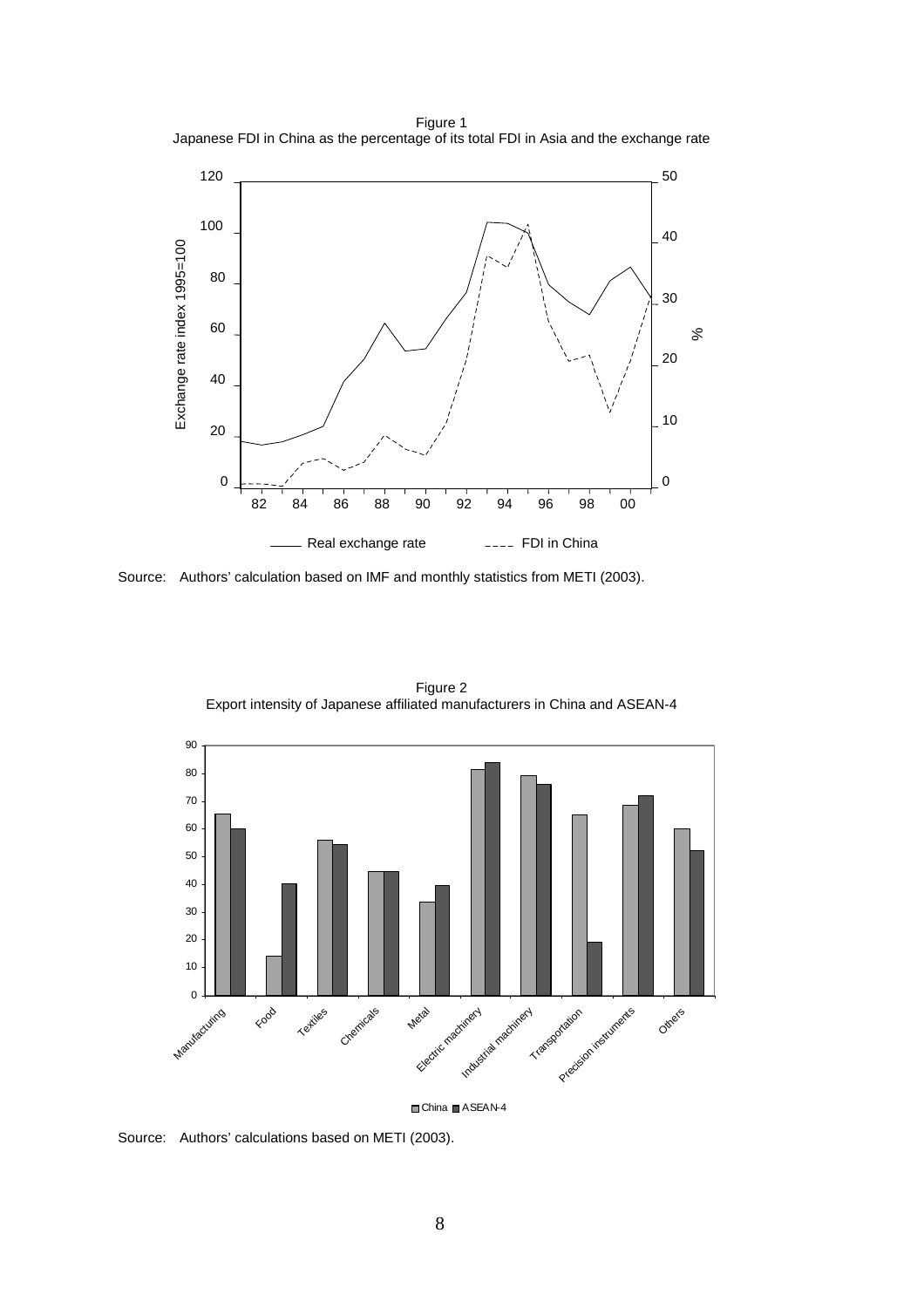Figure 1
Japanese FDI in China as the percentage of its total FDI in Asia and the exchange rate

Source: Authors' calculation based on IMF and monthly statistics from METI (2003).

Figure 2
Export intensity of Japanese affiliated manufacturers in China and ASEAN-4

Source: Authors' calculations based on METI (2003).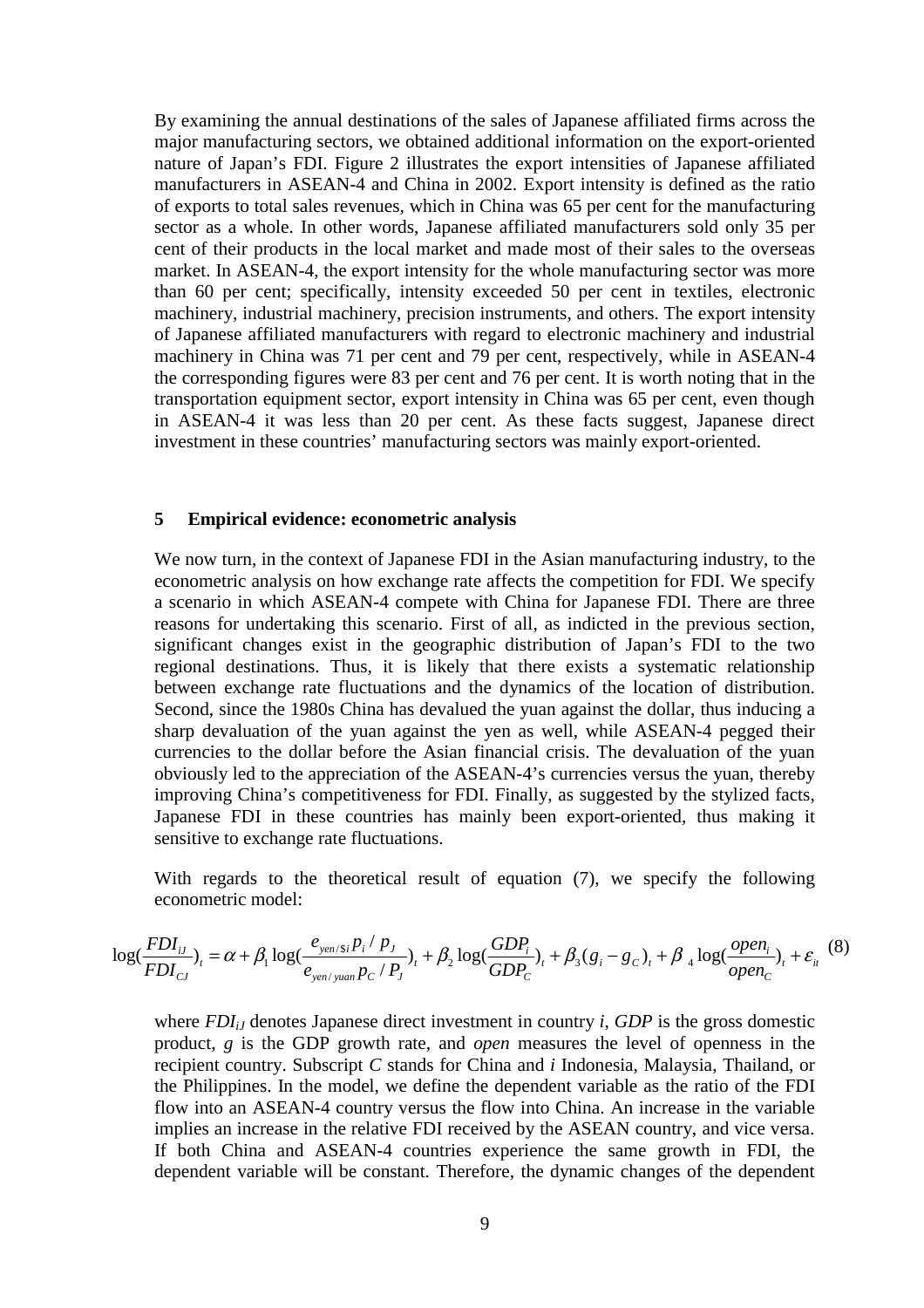By examining the annual destinations of the sales of Japanese affiliated firms across the major manufacturing sectors, we obtained additional information on the export-oriented nature of Japan's FDI. Figure 2 illustrates the export intensities of Japanese affiliated manufacturers in ASEAN-4 and China in 2002. Export intensity is defined as the ratio of exports to total sales revenues, which in China was 65 per cent for the manufacturing sector as a whole. In other words, Japanese affiliated manufacturers sold only 35 per cent of their products in the local market and made most of their sales to the overseas market. In ASEAN-4, the export intensity for the whole manufacturing sector was more than 60 per cent; specifically, intensity exceeded 50 per cent in textiles, electronic machinery, industrial machinery, precision instruments, and others. The export intensity of Japanese affiliated manufacturers with regard to electronic machinery and industrial machinery in China was 71 per cent and 79 per cent, respectively, while in ASEAN-4 the corresponding figures were 83 per cent and 76 per cent. It is worth noting that in the transportation equipment sector, export intensity in China was 65 per cent, even though in ASEAN-4 it was less than 20 per cent. As these facts suggest, Japanese direct investment in these countries' manufacturing sectors was mainly export-oriented.

## 5 Empirical evidence: econometric analysis

We now turn, in the context of Japanese FDI in the Asian manufacturing industry, to the econometric analysis on how exchange rate affects the competition for FDI. We specify a scenario in which ASEAN-4 compete with China for Japanese FDI. There are three reasons for undertaking this scenario. First of all, as indicted in the previous section, significant changes exist in the geographic distribution of Japan's FDI to the two regional destinations. Thus, it is likely that there exists a systematic relationship between exchange rate fluctuations and the dynamics of the location of distribution. Second, since the 1980s China has devalued the yuan against the dollar, thus inducing a sharp devaluation of the yuan against the yen as well, while ASEAN-4 pegged their currencies to the dollar before the Asian financial crisis. The devaluation of the yuan obviously led to the appreciation of the ASEAN-4's currencies versus the yuan, thereby improving China's competitiveness for FDI. Finally, as suggested by the stylized facts, Japanese FDI in these countries has mainly been export-oriented, thus making it sensitive to exchange rate fluctuations.

With regards to the theoretical result of equation (7), we specify the following econometric model:

$$\log(\frac{FDI_{iJ}}{FDI_{CJ}})_t = \alpha + \beta_1 \log(\frac{e_{yen/\$i}\, p_i / p_J}{e_{yen/yuan}\, p_C / P_J})_t + \beta_2 \log(\frac{GDP_i}{GDP_C})_t + \beta_3 (g_i - g_C)_t + \beta_4 \log(\frac{open_i}{open_C})_t + \varepsilon_{it} \quad (8)$$

where $FDI_{iJ}$ denotes Japanese direct investment in country $i$, $GDP$ is the gross domestic product, $g$ is the GDP growth rate, and *open* measures the level of openness in the recipient country. Subscript $C$ stands for China and $i$ Indonesia, Malaysia, Thailand, or the Philippines. In the model, we define the dependent variable as the ratio of the FDI flow into an ASEAN-4 country versus the flow into China. An increase in the variable implies an increase in the relative FDI received by the ASEAN country, and vice versa. If both China and ASEAN-4 countries experience the same growth in FDI, the dependent variable will be constant. Therefore, the dynamic changes of the dependent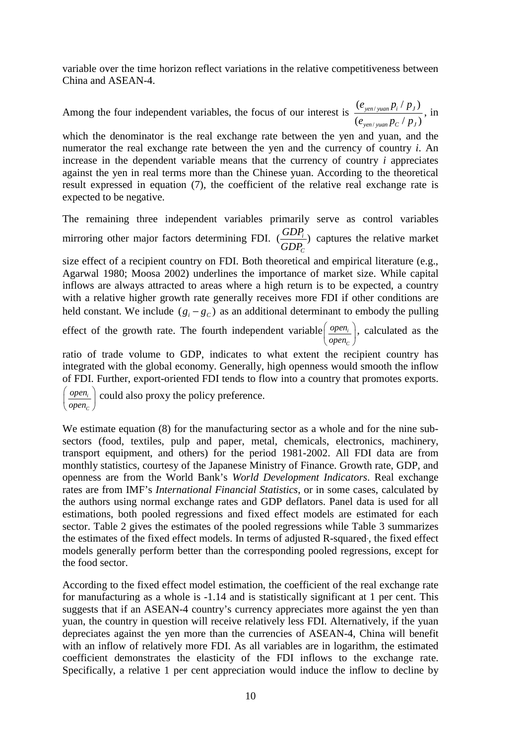variable over the time horizon reflect variations in the relative competitiveness between China and ASEAN-4.

Among the four independent variables, the focus of our interest is $\frac{(e_{yen/yuan} p_i / p_J)}{(e_{yen/yuan} p_C / p_J)}$, in which the denominator is the real exchange rate between the yen and yuan, and the numerator the real exchange rate between the yen and the currency of country *i*. An increase in the dependent variable means that the currency of country *i* appreciates against the yen in real terms more than the Chinese yuan. According to the theoretical result expressed in equation (7), the coefficient of the relative real exchange rate is expected to be negative.

The remaining three independent variables primarily serve as control variables mirroring other major factors determining FDI. $(\frac{GDP_i}{GDP_C})$ captures the relative market size effect of a recipient country on FDI. Both theoretical and empirical literature (e.g., Agarwal 1980; Moosa 2002) underlines the importance of market size. While capital inflows are always attracted to areas where a high return is to be expected, a country with a relative higher growth rate generally receives more FDI if other conditions are held constant. We include $(g_i - g_C)$ as an additional determinant to embody the pulling effect of the growth rate. The fourth independent variable $\left(\frac{open_i}{open_C}\right)$, calculated as the ratio of trade volume to GDP, indicates to what extent the recipient country has integrated with the global economy. Generally, high openness would smooth the inflow of FDI. Further, export-oriented FDI tends to flow into a country that promotes exports. $\left(\frac{open_i}{open_C}\right)$ could also proxy the policy preference.

We estimate equation (8) for the manufacturing sector as a whole and for the nine sub-sectors (food, textiles, pulp and paper, metal, chemicals, electronics, machinery, transport equipment, and others) for the period 1981-2002. All FDI data are from monthly statistics, courtesy of the Japanese Ministry of Finance. Growth rate, GDP, and openness are from the World Bank's *World Development Indicators*. Real exchange rates are from IMF's *International Financial Statistics*, or in some cases, calculated by the authors using normal exchange rates and GDP deflators. Panel data is used for all estimations, both pooled regressions and fixed effect models are estimated for each sector. Table 2 gives the estimates of the pooled regressions while Table 3 summarizes the estimates of the fixed effect models. In terms of adjusted R-squared, the fixed effect models generally perform better than the corresponding pooled regressions, except for the food sector.

According to the fixed effect model estimation, the coefficient of the real exchange rate for manufacturing as a whole is -1.14 and is statistically significant at 1 per cent. This suggests that if an ASEAN-4 country's currency appreciates more against the yen than yuan, the country in question will receive relatively less FDI. Alternatively, if the yuan depreciates against the yen more than the currencies of ASEAN-4, China will benefit with an inflow of relatively more FDI. As all variables are in logarithm, the estimated coefficient demonstrates the elasticity of the FDI inflows to the exchange rate. Specifically, a relative 1 per cent appreciation would induce the inflow to decline by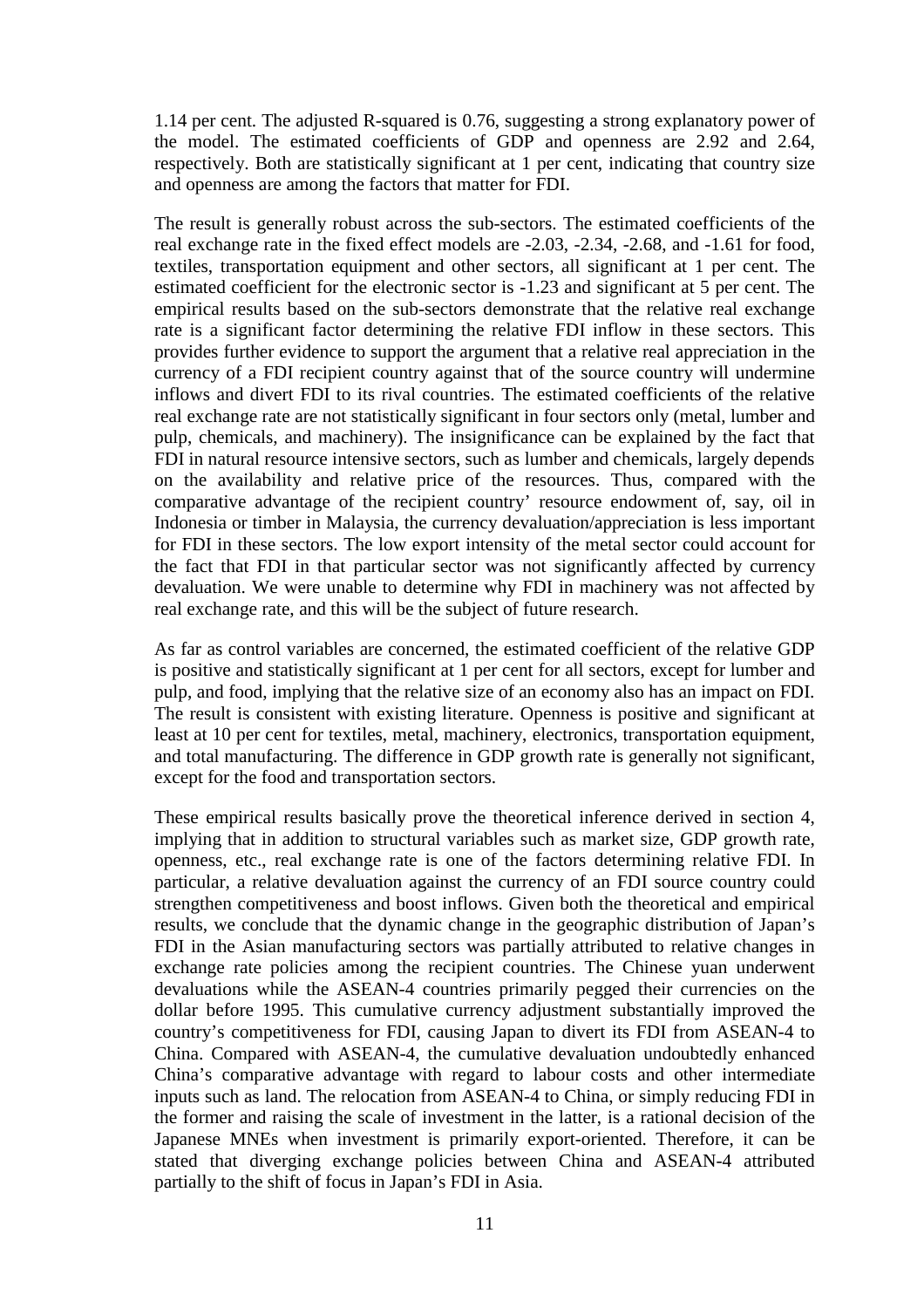1.14 per cent. The adjusted R-squared is 0.76, suggesting a strong explanatory power of the model. The estimated coefficients of GDP and openness are 2.92 and 2.64, respectively. Both are statistically significant at 1 per cent, indicating that country size and openness are among the factors that matter for FDI.

The result is generally robust across the sub-sectors. The estimated coefficients of the real exchange rate in the fixed effect models are -2.03, -2.34, -2.68, and -1.61 for food, textiles, transportation equipment and other sectors, all significant at 1 per cent. The estimated coefficient for the electronic sector is -1.23 and significant at 5 per cent. The empirical results based on the sub-sectors demonstrate that the relative real exchange rate is a significant factor determining the relative FDI inflow in these sectors. This provides further evidence to support the argument that a relative real appreciation in the currency of a FDI recipient country against that of the source country will undermine inflows and divert FDI to its rival countries. The estimated coefficients of the relative real exchange rate are not statistically significant in four sectors only (metal, lumber and pulp, chemicals, and machinery). The insignificance can be explained by the fact that FDI in natural resource intensive sectors, such as lumber and chemicals, largely depends on the availability and relative price of the resources. Thus, compared with the comparative advantage of the recipient country' resource endowment of, say, oil in Indonesia or timber in Malaysia, the currency devaluation/appreciation is less important for FDI in these sectors. The low export intensity of the metal sector could account for the fact that FDI in that particular sector was not significantly affected by currency devaluation. We were unable to determine why FDI in machinery was not affected by real exchange rate, and this will be the subject of future research.

As far as control variables are concerned, the estimated coefficient of the relative GDP is positive and statistically significant at 1 per cent for all sectors, except for lumber and pulp, and food, implying that the relative size of an economy also has an impact on FDI. The result is consistent with existing literature. Openness is positive and significant at least at 10 per cent for textiles, metal, machinery, electronics, transportation equipment, and total manufacturing. The difference in GDP growth rate is generally not significant, except for the food and transportation sectors.

These empirical results basically prove the theoretical inference derived in section 4, implying that in addition to structural variables such as market size, GDP growth rate, openness, etc., real exchange rate is one of the factors determining relative FDI. In particular, a relative devaluation against the currency of an FDI source country could strengthen competitiveness and boost inflows. Given both the theoretical and empirical results, we conclude that the dynamic change in the geographic distribution of Japan's FDI in the Asian manufacturing sectors was partially attributed to relative changes in exchange rate policies among the recipient countries. The Chinese yuan underwent devaluations while the ASEAN-4 countries primarily pegged their currencies on the dollar before 1995. This cumulative currency adjustment substantially improved the country's competitiveness for FDI, causing Japan to divert its FDI from ASEAN-4 to China. Compared with ASEAN-4, the cumulative devaluation undoubtedly enhanced China's comparative advantage with regard to labour costs and other intermediate inputs such as land. The relocation from ASEAN-4 to China, or simply reducing FDI in the former and raising the scale of investment in the latter, is a rational decision of the Japanese MNEs when investment is primarily export-oriented. Therefore, it can be stated that diverging exchange policies between China and ASEAN-4 attributed partially to the shift of focus in Japan's FDI in Asia.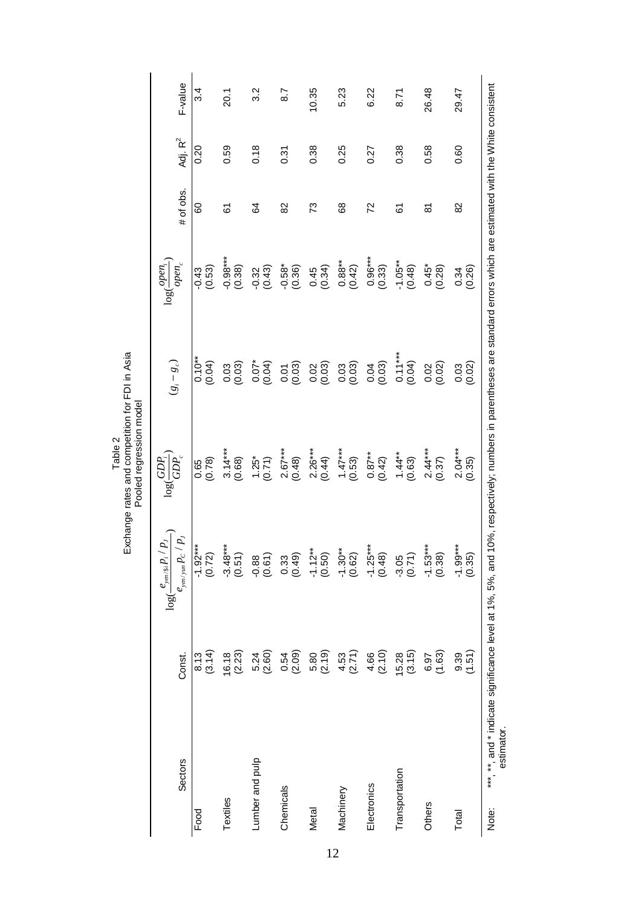Table 2
Exchange rates and competition for FDI in Asia
Pooled regression model

| Sectors | Const. | $\log(\frac{e_{yen/\$i}P_I/P_J}{e_{yen/yun}P_C/P_J})$ | $\log(\frac{GDP_I}{GDP_c})$ | $(g_i - g_c)$ | $\log(\frac{open_I}{open_c})$ | # of obs. | Adj. $R^2$ | F-value |
|---|---|---|---|---|---|---|---|---|
| Food | 8.13 | -1.92*** | 0.65 | 0.10** | -0.43 | 60 | 0.20 | 3.4 |
| | (3.14) | (0.72) | (0.78) | (0.04) | (0.53) | | | |
| Textiles | 16.18 | -3.48*** | 3.14*** | 0.03 | -0.98*** | 61 | 0.59 | 20.1 |
| | (2.23) | (0.51) | (0.68) | (0.03) | (0.38) | | | |
| Lumber and pulp | 5.24 | -0.88 | 1.25* | 0.07* | -0.32 | 64 | 0.18 | 3.2 |
| | (2.60) | (0.61) | (0.71) | (0.04) | (0.43) | | | |
| Chemicals | 0.54 | 0.33 | 2.67*** | 0.01 | -0.58* | 82 | 0.31 | 8.7 |
| | (2.09) | (0.49) | (0.48) | (0.03) | (0.36) | | | |
| Metal | 5.80 | -1.12** | 2.26*** | 0.02 | 0.45 | 73 | 0.38 | 10.35 |
| | (2.19) | (0.50) | (0.44) | (0.03) | (0.34) | | | |
| Machinery | 4.53 | -1.30** | 1.47*** | 0.03 | 0.88** | 68 | 0.25 | 5.23 |
| | (2.71) | (0.62) | (0.53) | (0.03) | (0.42) | | | |
| Electronics | 4.66 | -1.25*** | 0.87** | 0.04 | 0.96*** | 72 | 0.27 | 6.22 |
| | (2.10) | (0.48) | (0.42) | (0.03) | (0.33) | | | |
| Transportation | 15.28 | -3.05 | 1.44** | 0.11*** | -1.05** | 61 | 0.38 | 8.71 |
| | (3.15) | (0.71) | (0.63) | (0.04) | (0.48) | | | |
| Others | 6.97 | -1.53*** | 2.44*** | 0.02 | 0.45* | 81 | 0.58 | 26.48 |
| | (1.63) | (0.38) | (0.37) | (0.02) | (0.28) | | | |
| Total | 9.39 | -1.99*** | 2.04*** | 0.03 | 0.34 | 82 | 0.60 | 29.47 |
| | (1.51) | (0.35) | (0.35) | (0.02) | (0.26) | | | |

Note: ***, **, and * indicate significance level at 1%, 5%, and 10%, respectively; numbers in parentheses are standard errors which are estimated with the White consistent estimator.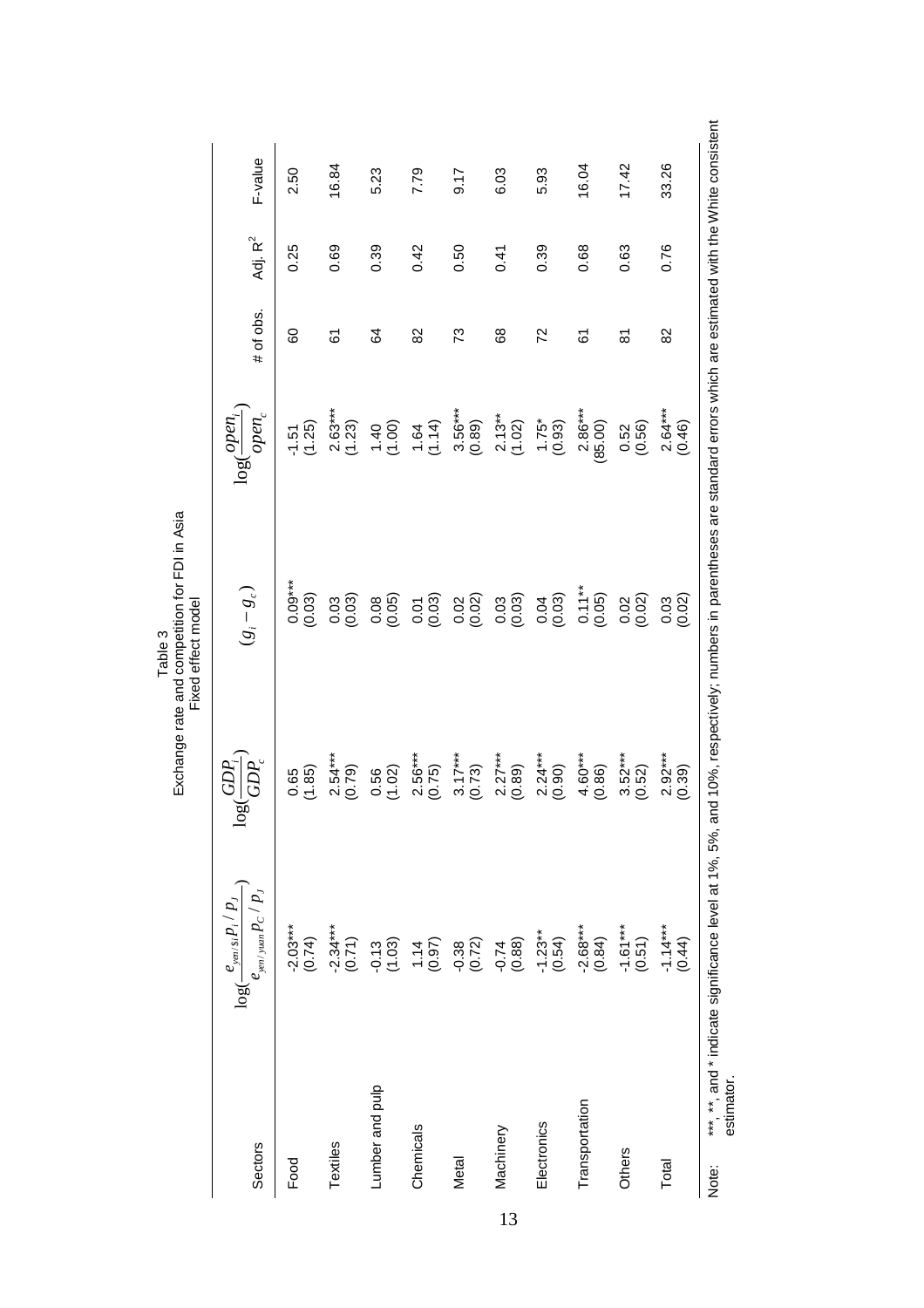Table 3

Exchange rate and competition for FDI in Asia

Fixed effect model

| Sectors | $\log(\frac{e_{yen/\$i}p_i/p_J}{e_{yen/yuan}p_C/p_J})$ | $\log(\frac{GDP_i}{GDP_c})$ | $(g_i - g_c)$ | $\log(\frac{open_i}{open_c})$ | # of obs. | Adj. $R^2$ | F-value |
|---|---|---|---|---|---|---|---|
| Food | -2.03*** (0.74) | 0.65 (1.85) | 0.09*** (0.03) | -1.51 (1.25) | 60 | 0.25 | 2.50 |
| Textiles | -2.34*** (0.71) | 2.54*** (0.79) | 0.03 (0.03) | 2.63*** (1.23) | 61 | 0.69 | 16.84 |
| Lumber and pulp | -0.13 (1.03) | 0.56 (1.02) | 0.08 (0.05) | 1.40 (1.00) | 64 | 0.39 | 5.23 |
| Chemicals | 1.14 (0.97) | 2.56*** (0.75) | 0.01 (0.03) | 1.64 (1.14) | 82 | 0.42 | 7.79 |
| Metal | -0.38 (0.72) | 3.17*** (0.73) | 0.02 (0.02) | 3.56*** (0.89) | 73 | 0.50 | 9.17 |
| Machinery | -0.74 (0.88) | 2.27*** (0.89) | 0.03 (0.03) | 2.13** (1.02) | 68 | 0.41 | 6.03 |
| Electronics | -1.23** (0.54) | 2.24*** (0.90) | 0.04 (0.03) | 1.75* (0.93) | 72 | 0.39 | 5.93 |
| Transportation | -2.68*** (0.84) | 4.60*** (0.86) | 0.11** (0.05) | 2.86*** (85.00) | 61 | 0.68 | 16.04 |
| Others | -1.61*** (0.51) | 3.52*** (0.52) | 0.02 (0.02) | 0.52 (0.56) | 81 | 0.63 | 17.42 |
| Total | -1.14*** (0.44) | 2.92*** (0.39) | 0.03 (0.02) | 2.64*** (0.46) | 82 | 0.76 | 33.26 |

Note: ***, **, and * indicate significance level at 1%, 5%, and 10%, respectively; numbers in parentheses are standard errors which are estimated with the White consistent estimator.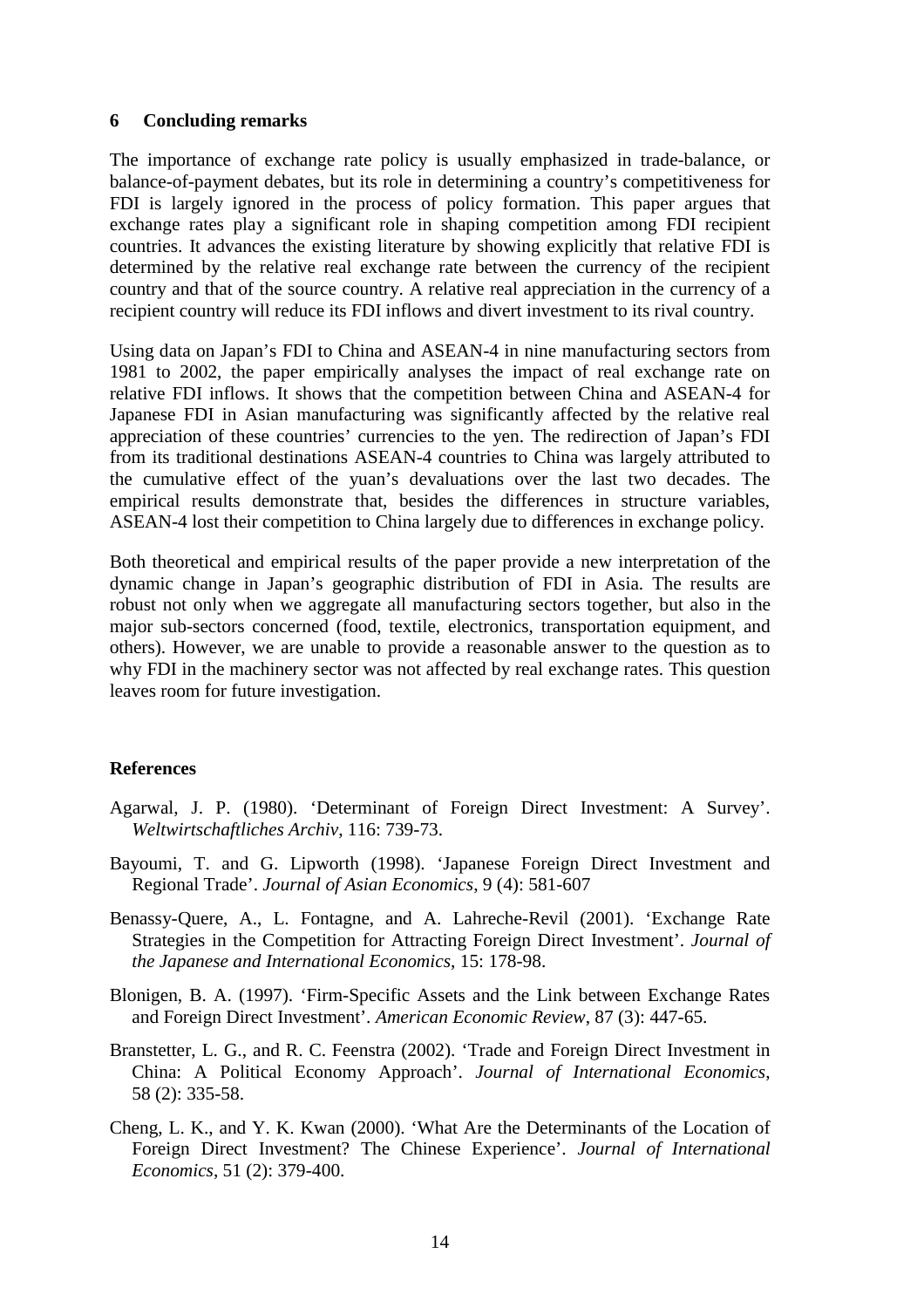## 6 Concluding remarks

The importance of exchange rate policy is usually emphasized in trade-balance, or balance-of-payment debates, but its role in determining a country's competitiveness for FDI is largely ignored in the process of policy formation. This paper argues that exchange rates play a significant role in shaping competition among FDI recipient countries. It advances the existing literature by showing explicitly that relative FDI is determined by the relative real exchange rate between the currency of the recipient country and that of the source country. A relative real appreciation in the currency of a recipient country will reduce its FDI inflows and divert investment to its rival country.

Using data on Japan's FDI to China and ASEAN-4 in nine manufacturing sectors from 1981 to 2002, the paper empirically analyses the impact of real exchange rate on relative FDI inflows. It shows that the competition between China and ASEAN-4 for Japanese FDI in Asian manufacturing was significantly affected by the relative real appreciation of these countries' currencies to the yen. The redirection of Japan's FDI from its traditional destinations ASEAN-4 countries to China was largely attributed to the cumulative effect of the yuan's devaluations over the last two decades. The empirical results demonstrate that, besides the differences in structure variables, ASEAN-4 lost their competition to China largely due to differences in exchange policy.

Both theoretical and empirical results of the paper provide a new interpretation of the dynamic change in Japan's geographic distribution of FDI in Asia. The results are robust not only when we aggregate all manufacturing sectors together, but also in the major sub-sectors concerned (food, textile, electronics, transportation equipment, and others). However, we are unable to provide a reasonable answer to the question as to why FDI in the machinery sector was not affected by real exchange rates. This question leaves room for future investigation.

### References

Agarwal, J. P. (1980). 'Determinant of Foreign Direct Investment: A Survey'. *Weltwirtschaftliches Archiv*, 116: 739-73.

Bayoumi, T. and G. Lipworth (1998). 'Japanese Foreign Direct Investment and Regional Trade'. *Journal of Asian Economics*, 9 (4): 581-607

Benassy-Quere, A., L. Fontagne, and A. Lahreche-Revil (2001). 'Exchange Rate Strategies in the Competition for Attracting Foreign Direct Investment'. *Journal of the Japanese and International Economics*, 15: 178-98.

Blonigen, B. A. (1997). 'Firm-Specific Assets and the Link between Exchange Rates and Foreign Direct Investment'. *American Economic Review*, 87 (3): 447-65.

Branstetter, L. G., and R. C. Feenstra (2002). 'Trade and Foreign Direct Investment in China: A Political Economy Approach'. *Journal of International Economics*, 58 (2): 335-58.

Cheng, L. K., and Y. K. Kwan (2000). 'What Are the Determinants of the Location of Foreign Direct Investment? The Chinese Experience'. *Journal of International Economics*, 51 (2): 379-400.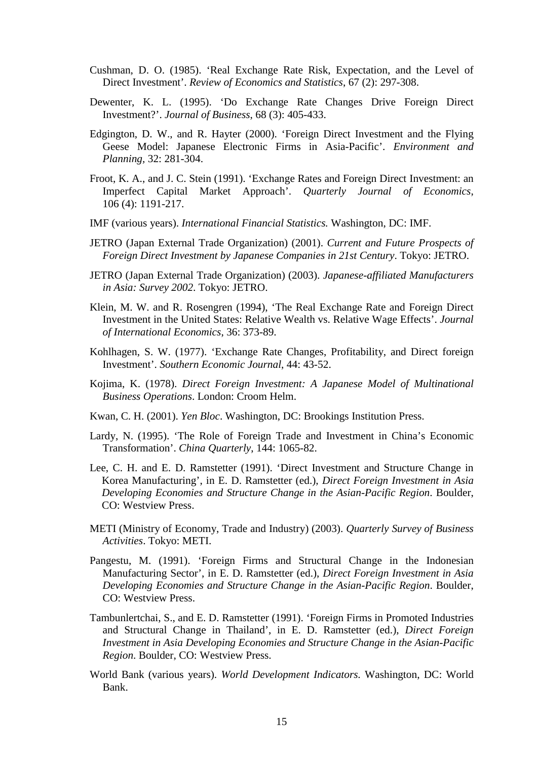Cushman, D. O. (1985). 'Real Exchange Rate Risk, Expectation, and the Level of Direct Investment'. *Review of Economics and Statistics*, 67 (2): 297-308.

Dewenter, K. L. (1995). 'Do Exchange Rate Changes Drive Foreign Direct Investment?'. *Journal of Business*, 68 (3): 405-433.

Edgington, D. W., and R. Hayter (2000). 'Foreign Direct Investment and the Flying Geese Model: Japanese Electronic Firms in Asia-Pacific'. *Environment and Planning*, 32: 281-304.

Froot, K. A., and J. C. Stein (1991). 'Exchange Rates and Foreign Direct Investment: an Imperfect Capital Market Approach'. *Quarterly Journal of Economics*, 106 (4): 1191-217.

IMF (various years). *International Financial Statistics.* Washington, DC: IMF.

JETRO (Japan External Trade Organization) (2001). *Current and Future Prospects of Foreign Direct Investment by Japanese Companies in 21st Century*. Tokyo: JETRO.

JETRO (Japan External Trade Organization) (2003). *Japanese-affiliated Manufacturers in Asia: Survey 2002*. Tokyo: JETRO.

Klein, M. W. and R. Rosengren (1994), 'The Real Exchange Rate and Foreign Direct Investment in the United States: Relative Wealth vs. Relative Wage Effects'. *Journal of International Economics*, 36: 373-89.

Kohlhagen, S. W. (1977). 'Exchange Rate Changes, Profitability, and Direct foreign Investment'. *Southern Economic Journal*, 44: 43-52.

Kojima, K. (1978). *Direct Foreign Investment: A Japanese Model of Multinational Business Operations*. London: Croom Helm.

Kwan, C. H. (2001). *Yen Bloc*. Washington, DC: Brookings Institution Press.

Lardy, N. (1995). 'The Role of Foreign Trade and Investment in China's Economic Transformation'. *China Quarterly*, 144: 1065-82.

Lee, C. H. and E. D. Ramstetter (1991). 'Direct Investment and Structure Change in Korea Manufacturing', in E. D. Ramstetter (ed.), *Direct Foreign Investment in Asia Developing Economies and Structure Change in the Asian-Pacific Region*. Boulder, CO: Westview Press.

METI (Ministry of Economy, Trade and Industry) (2003). *Quarterly Survey of Business Activities*. Tokyo: METI.

Pangestu, M. (1991). 'Foreign Firms and Structural Change in the Indonesian Manufacturing Sector', in E. D. Ramstetter (ed.), *Direct Foreign Investment in Asia Developing Economies and Structure Change in the Asian-Pacific Region*. Boulder, CO: Westview Press.

Tambunlertchai, S., and E. D. Ramstetter (1991). 'Foreign Firms in Promoted Industries and Structural Change in Thailand', in E. D. Ramstetter (ed.), *Direct Foreign Investment in Asia Developing Economies and Structure Change in the Asian-Pacific Region*. Boulder, CO: Westview Press.

World Bank (various years). *World Development Indicators.* Washington, DC: World Bank.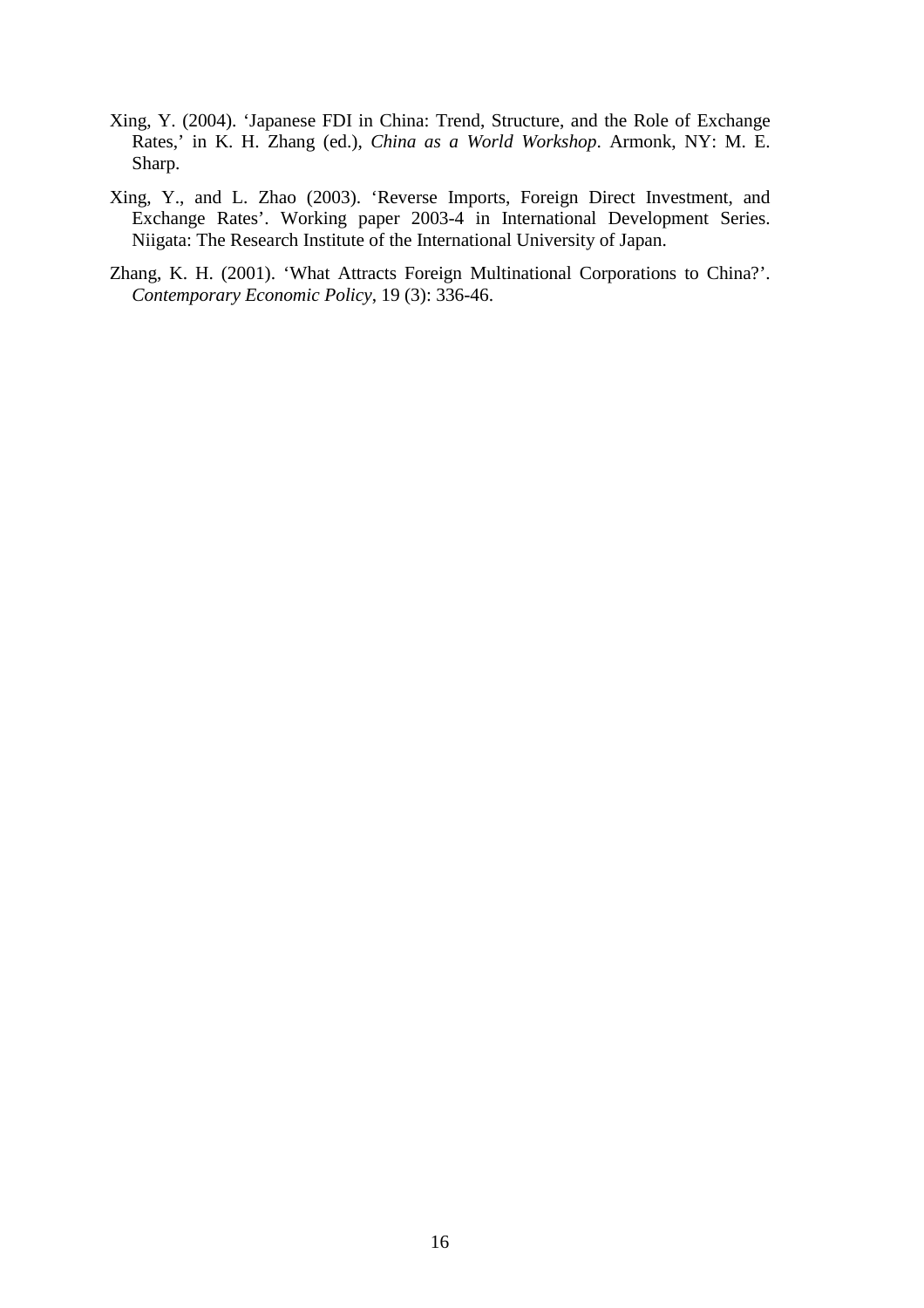Xing, Y. (2004). 'Japanese FDI in China: Trend, Structure, and the Role of Exchange Rates,' in K. H. Zhang (ed.), *China as a World Workshop*. Armonk, NY: M. E. Sharp.

Xing, Y., and L. Zhao (2003). 'Reverse Imports, Foreign Direct Investment, and Exchange Rates'. Working paper 2003-4 in International Development Series. Niigata: The Research Institute of the International University of Japan.

Zhang, K. H. (2001). 'What Attracts Foreign Multinational Corporations to China?'. *Contemporary Economic Policy*, 19 (3): 336-46.